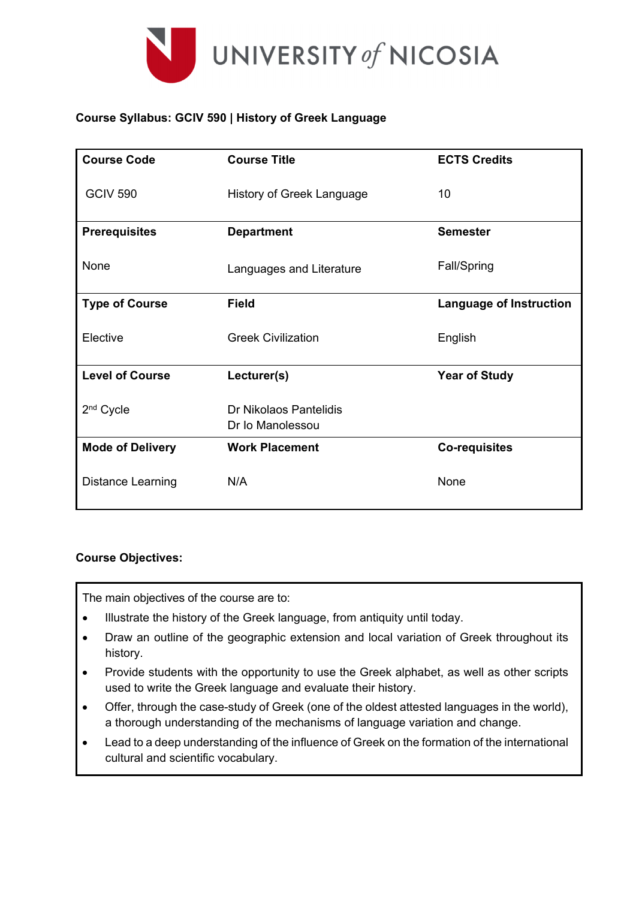**Course Syllabus: GCIV 590 | History of Greek Language**

| Course Code | Course Title | ECTS Credits |
|---|---|---|
| GCIV 590 | History of Greek Language | 10 |
| **Prerequisites** | **Department** | **Semester** |
| None | Languages and Literature | Fall/Spring |
| **Type of Course** | **Field** | **Language of Instruction** |
| Elective | Greek Civilization | English |
| **Level of Course** | **Lecturer(s)** | **Year of Study** |
| 2nd Cycle | Dr Nikolaos Pantelidis<br>Dr Io Manolessou | |
| **Mode of Delivery** | **Work Placement** | **Co-requisites** |
| Distance Learning | N/A | None |

**Course Objectives:**

The main objectives of the course are to:

- Illustrate the history of the Greek language, from antiquity until today.
- Draw an outline of the geographic extension and local variation of Greek throughout its history.
- Provide students with the opportunity to use the Greek alphabet, as well as other scripts used to write the Greek language and evaluate their history.
- Offer, through the case-study of Greek (one of the oldest attested languages in the world), a thorough understanding of the mechanisms of language variation and change.
- Lead to a deep understanding of the influence of Greek on the formation of the international cultural and scientific vocabulary.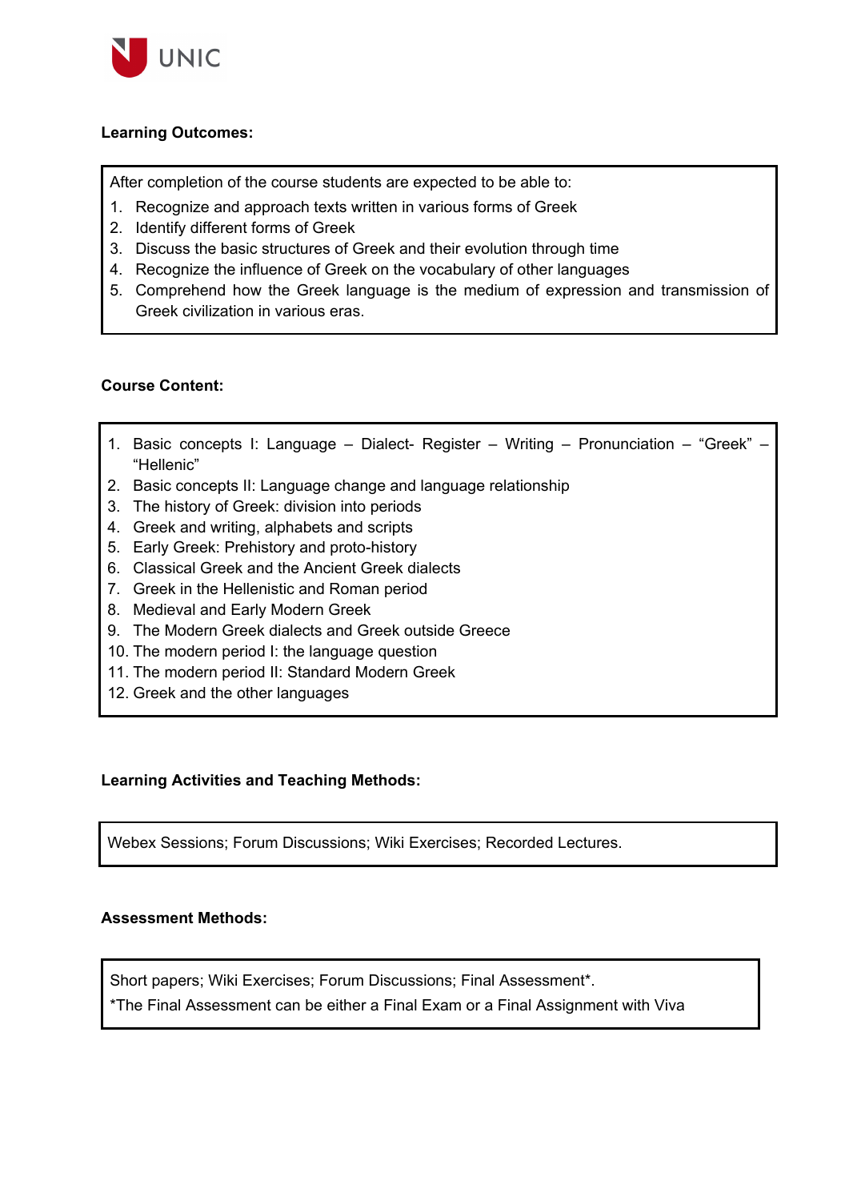**Learning Outcomes:**

After completion of the course students are expected to be able to:

1. Recognize and approach texts written in various forms of Greek
2. Identify different forms of Greek
3. Discuss the basic structures of Greek and their evolution through time
4. Recognize the influence of Greek on the vocabulary of other languages
5. Comprehend how the Greek language is the medium of expression and transmission of Greek civilization in various eras.

**Course Content:**

1. Basic concepts I: Language – Dialect- Register – Writing – Pronunciation – “Greek” – “Hellenic”
2. Basic concepts II: Language change and language relationship
3. The history of Greek: division into periods
4. Greek and writing, alphabets and scripts
5. Early Greek: Prehistory and proto-history
6. Classical Greek and the Ancient Greek dialects
7. Greek in the Hellenistic and Roman period
8. Medieval and Early Modern Greek
9. The Modern Greek dialects and Greek outside Greece
10. The modern period I: the language question
11. The modern period II: Standard Modern Greek
12. Greek and the other languages

**Learning Activities and Teaching Methods:**

Webex Sessions; Forum Discussions; Wiki Exercises; Recorded Lectures.

**Assessment Methods:**

Short papers; Wiki Exercises; Forum Discussions; Final Assessment*.

*The Final Assessment can be either a Final Exam or a Final Assignment with Viva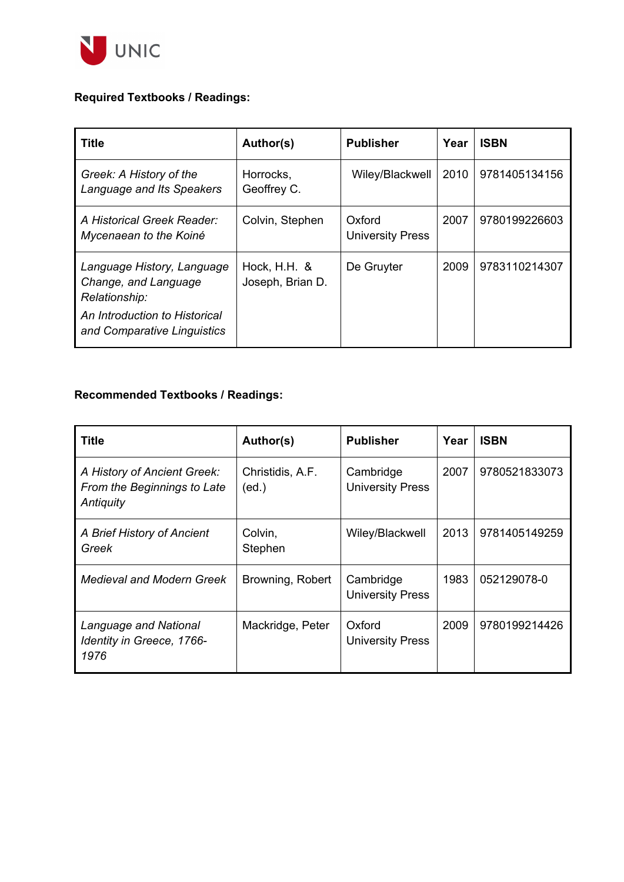**Required Textbooks / Readings:**

| Title | Author(s) | Publisher | Year | ISBN |
|---|---|---|---|---|
| *Greek: A History of the Language and Its Speakers* | Horrocks, Geoffrey C. | Wiley/Blackwell | 2010 | 9781405134156 |
| *A Historical Greek Reader: Mycenaean to the Koiné* | Colvin, Stephen | Oxford University Press | 2007 | 9780199226603 |
| *Language History, Language Change, and Language Relationship: An Introduction to Historical and Comparative Linguistics* | Hock, H.H. & Joseph, Brian D. | De Gruyter | 2009 | 9783110214307 |

**Recommended Textbooks / Readings:**

| Title | Author(s) | Publisher | Year | ISBN |
|---|---|---|---|---|
| *A History of Ancient Greek: From the Beginnings to Late Antiquity* | Christidis, A.F. (ed.) | Cambridge University Press | 2007 | 9780521833073 |
| *A Brief History of Ancient Greek* | Colvin, Stephen | Wiley/Blackwell | 2013 | 9781405149259 |
| *Medieval and Modern Greek* | Browning, Robert | Cambridge University Press | 1983 | 052129078-0 |
| *Language and National Identity in Greece, 1766-1976* | Mackridge, Peter | Oxford University Press | 2009 | 9780199214426 |